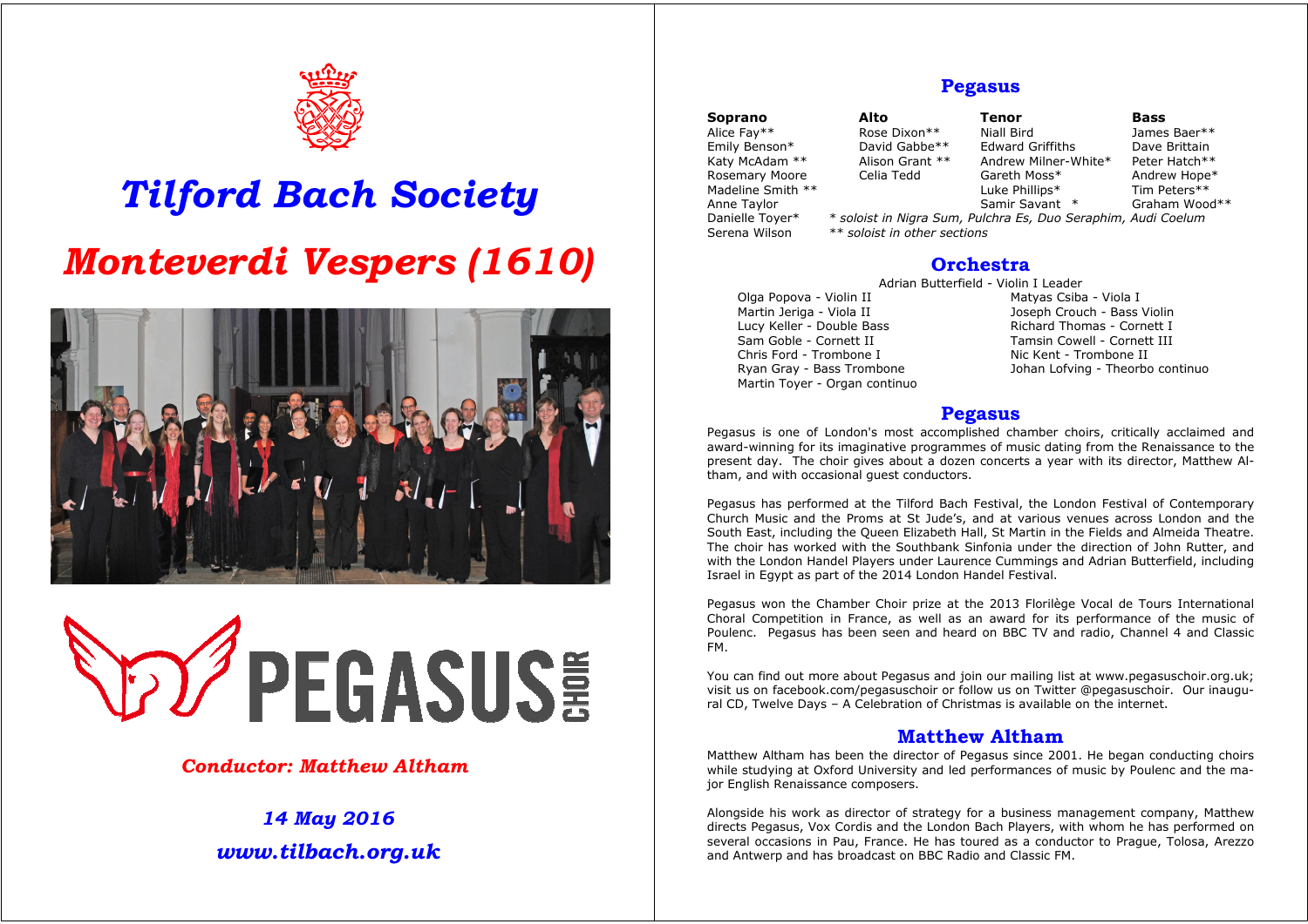# Tilford Bach Society

# Monteverdi Vespers (1610)

PEGASUS CHOIR

*Conductor: Matthew Altham*

*14 May 2016*

*www.tilbach.org.uk*

## Pegasus

| Soprano | Alto | Tenor | Bass |
|---|---|---|---|
| Alice Fay** | Rose Dixon** | Niall Bird | James Baer** |
| Emily Benson* | David Gabbe** | Edward Griffiths | Dave Brittain |
| Katy McAdam ** | Alison Grant ** | Andrew Milner-White* | Peter Hatch** |
| Rosemary Moore | Celia Tedd | Gareth Moss* | Andrew Hope* |
| Madeline Smith ** | | Luke Phillips* | Tim Peters** |
| Anne Taylor | | Samir Savant * | Graham Wood** |
| Danielle Toyer* | | | |
| Serena Wilson | | | |

*\* soloist in Nigra Sum, Pulchra Es, Duo Seraphim, Audi Coelum*
*\*\* soloist in other sections*

## Orchestra

Adrian Butterfield - Violin I Leader

Olga Popova - Violin II
Matyas Csiba - Viola I
Martin Jeriga - Viola II
Joseph Crouch - Bass Violin
Lucy Keller - Double Bass
Richard Thomas - Cornett I
Sam Goble - Cornett II
Tamsin Cowell - Cornett III
Chris Ford - Trombone I
Nic Kent - Trombone II
Ryan Gray - Bass Trombone
Johan Lofving - Theorbo continuo
Martin Toyer - Organ continuo

## Pegasus

Pegasus is one of London's most accomplished chamber choirs, critically acclaimed and award-winning for its imaginative programmes of music dating from the Renaissance to the present day. The choir gives about a dozen concerts a year with its director, Matthew Altham, and with occasional guest conductors.

Pegasus has performed at the Tilford Bach Festival, the London Festival of Contemporary Church Music and the Proms at St Jude's, and at various venues across London and the South East, including the Queen Elizabeth Hall, St Martin in the Fields and Almeida Theatre. The choir has worked with the Southbank Sinfonia under the direction of John Rutter, and with the London Handel Players under Laurence Cummings and Adrian Butterfield, including Israel in Egypt as part of the 2014 London Handel Festival.

Pegasus won the Chamber Choir prize at the 2013 Florilège Vocal de Tours International Choral Competition in France, as well as an award for its performance of the music of Poulenc. Pegasus has been seen and heard on BBC TV and radio, Channel 4 and Classic FM.

You can find out more about Pegasus and join our mailing list at www.pegasuschoir.org.uk; visit us on facebook.com/pegasuschoir or follow us on Twitter @pegasuschoir. Our inaugural CD, Twelve Days – A Celebration of Christmas is available on the internet.

## Matthew Altham

Matthew Altham has been the director of Pegasus since 2001. He began conducting choirs while studying at Oxford University and led performances of music by Poulenc and the major English Renaissance composers.

Alongside his work as director of strategy for a business management company, Matthew directs Pegasus, Vox Cordis and the London Bach Players, with whom he has performed on several occasions in Pau, France. He has toured as a conductor to Prague, Tolosa, Arezzo and Antwerp and has broadcast on BBC Radio and Classic FM.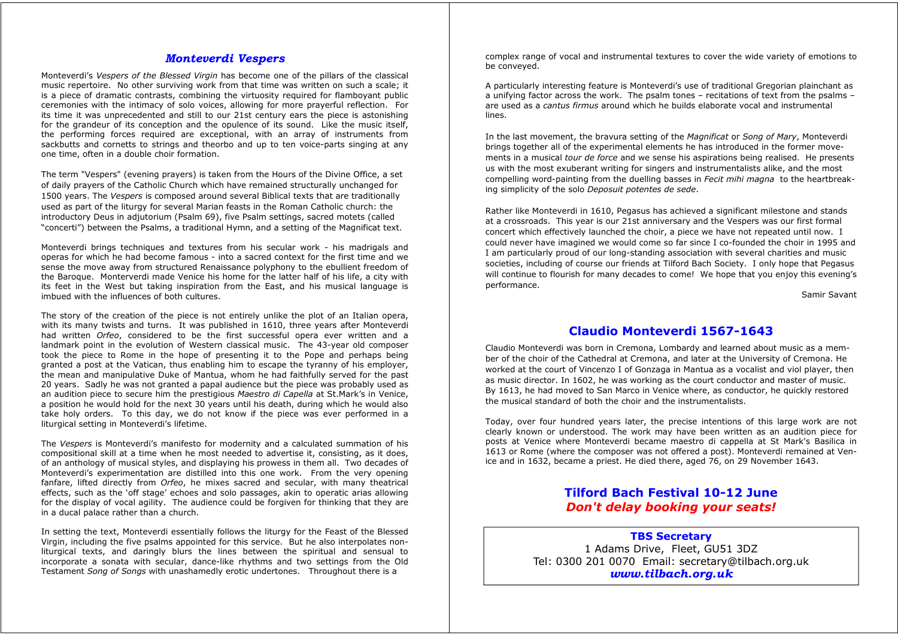## *Monteverdi Vespers*

Monteverdi's *Vespers of the Blessed Virgin* has become one of the pillars of the classical music repertoire. No other surviving work from that time was written on such a scale; it is a piece of dramatic contrasts, combining the virtuosity required for flamboyant public ceremonies with the intimacy of solo voices, allowing for more prayerful reflection. For its time it was unprecedented and still to our 21st century ears the piece is astonishing for the grandeur of its conception and the opulence of its sound. Like the music itself, the performing forces required are exceptional, with an array of instruments from sackbutts and cornetts to strings and theorbo and up to ten voice-parts singing at any one time, often in a double choir formation.

The term "Vespers" (evening prayers) is taken from the Hours of the Divine Office, a set of daily prayers of the Catholic Church which have remained structurally unchanged for 1500 years. The *Vespers* is composed around several Biblical texts that are traditionally used as part of the liturgy for several Marian feasts in the Roman Catholic church: the introductory Deus in adjutorium (Psalm 69), five Psalm settings, sacred motets (called "concerti") between the Psalms, a traditional Hymn, and a setting of the Magnificat text.

Monteverdi brings techniques and textures from his secular work - his madrigals and operas for which he had become famous - into a sacred context for the first time and we sense the move away from structured Renaissance polyphony to the ebullient freedom of the Baroque. Monterverdi made Venice his home for the latter half of his life, a city with its feet in the West but taking inspiration from the East, and his musical language is imbued with the influences of both cultures.

The story of the creation of the piece is not entirely unlike the plot of an Italian opera, with its many twists and turns. It was published in 1610, three years after Monteverdi had written *Orfeo*, considered to be the first successful opera ever written and a landmark point in the evolution of Western classical music. The 43-year old composer took the piece to Rome in the hope of presenting it to the Pope and perhaps being granted a post at the Vatican, thus enabling him to escape the tyranny of his employer, the mean and manipulative Duke of Mantua, whom he had faithfully served for the past 20 years. Sadly he was not granted a papal audience but the piece was probably used as an audition piece to secure him the prestigious *Maestro di Capella* at St.Mark's in Venice, a position he would hold for the next 30 years until his death, during which he would also take holy orders. To this day, we do not know if the piece was ever performed in a liturgical setting in Monteverdi's lifetime.

The *Vespers* is Monteverdi's manifesto for modernity and a calculated summation of his compositional skill at a time when he most needed to advertise it, consisting, as it does, of an anthology of musical styles, and displaying his prowess in them all. Two decades of Monteverdi's experimentation are distilled into this one work. From the very opening fanfare, lifted directly from *Orfeo*, he mixes sacred and secular, with many theatrical effects, such as the 'off stage' echoes and solo passages, akin to operatic arias allowing for the display of vocal agility. The audience could be forgiven for thinking that they are in a ducal palace rather than a church.

In setting the text, Monteverdi essentially follows the liturgy for the Feast of the Blessed Virgin, including the five psalms appointed for this service. But he also interpolates non-liturgical texts, and daringly blurs the lines between the spiritual and sensual to incorporate a sonata with secular, dance-like rhythms and two settings from the Old Testament *Song of Songs* with unashamedly erotic undertones. Throughout there is a complex range of vocal and instrumental textures to cover the wide variety of emotions to be conveyed.

A particularly interesting feature is Monteverdi's use of traditional Gregorian plainchant as a unifying factor across the work. The psalm tones – recitations of text from the psalms – are used as a *cantus firmus* around which he builds elaborate vocal and instrumental lines.

In the last movement, the bravura setting of the *Magnificat* or *Song of Mary*, Monteverdi brings together all of the experimental elements he has introduced in the former movements in a musical *tour de force* and we sense his aspirations being realised. He presents us with the most exuberant writing for singers and instrumentalists alike, and the most compelling word-painting from the duelling basses in *Fecit mihi magna* to the heartbreaking simplicity of the solo *Deposuit potentes de sede*.

Rather like Monteverdi in 1610, Pegasus has achieved a significant milestone and stands at a crossroads. This year is our 21st anniversary and the Vespers was our first formal concert which effectively launched the choir, a piece we have not repeated until now. I could never have imagined we would come so far since I co-founded the choir in 1995 and I am particularly proud of our long-standing association with several charities and music societies, including of course our friends at Tilford Bach Society. I only hope that Pegasus will continue to flourish for many decades to come! We hope that you enjoy this evening's performance.

Samir Savant

## Claudio Monteverdi 1567-1643

Claudio Monteverdi was born in Cremona, Lombardy and learned about music as a member of the choir of the Cathedral at Cremona, and later at the University of Cremona. He worked at the court of Vincenzo I of Gonzaga in Mantua as a vocalist and viol player, then as music director. In 1602, he was working as the court conductor and master of music. By 1613, he had moved to San Marco in Venice where, as conductor, he quickly restored the musical standard of both the choir and the instrumentalists.

Today, over four hundred years later, the precise intentions of this large work are not clearly known or understood. The work may have been written as an audition piece for posts at Venice where Monteverdi became maestro di cappella at St Mark's Basilica in 1613 or Rome (where the composer was not offered a post). Monteverdi remained at Venice and in 1632, became a priest. He died there, aged 76, on 29 November 1643.

## Tilford Bach Festival 10-12 June

***Don't delay booking your seats!***

**TBS Secretary**

1 Adams Drive, Fleet, GU51 3DZ

Tel: 0300 201 0070 Email: secretary@tilbach.org.uk

***www.tilbach.org.uk***